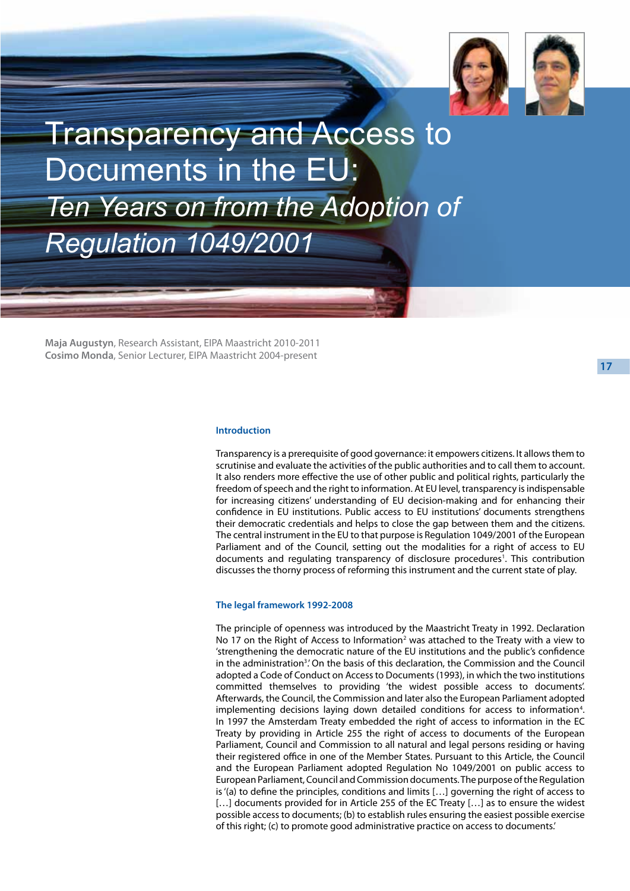# Transparency and Access to Documents in the EU: *Ten Years on from the Adoption of Regulation 1049/2001*

**Maja Augustyn**, Research Assistant, EIPA Maastricht 2010-2011
**Cosimo Monda**, Senior Lecturer, EIPA Maastricht 2004-present

## Introduction

Transparency is a prerequisite of good governance: it empowers citizens. It allows them to scrutinise and evaluate the activities of the public authorities and to call them to account. It also renders more effective the use of other public and political rights, particularly the freedom of speech and the right to information. At EU level, transparency is indispensable for increasing citizens' understanding of EU decision-making and for enhancing their confidence in EU institutions. Public access to EU institutions' documents strengthens their democratic credentials and helps to close the gap between them and the citizens. The central instrument in the EU to that purpose is Regulation 1049/2001 of the European Parliament and of the Council, setting out the modalities for a right of access to EU documents and regulating transparency of disclosure procedures[1]. This contribution discusses the thorny process of reforming this instrument and the current state of play.

## The legal framework 1992-2008

The principle of openness was introduced by the Maastricht Treaty in 1992. Declaration No 17 on the Right of Access to Information[2] was attached to the Treaty with a view to 'strengthening the democratic nature of the EU institutions and the public's confidence in the administration[3].' On the basis of this declaration, the Commission and the Council adopted a Code of Conduct on Access to Documents (1993), in which the two institutions committed themselves to providing 'the widest possible access to documents'. Afterwards, the Council, the Commission and later also the European Parliament adopted implementing decisions laying down detailed conditions for access to information[4]. In 1997 the Amsterdam Treaty embedded the right of access to information in the EC Treaty by providing in Article 255 the right of access to documents of the European Parliament, Council and Commission to all natural and legal persons residing or having their registered office in one of the Member States. Pursuant to this Article, the Council and the European Parliament adopted Regulation No 1049/2001 on public access to European Parliament, Council and Commission documents. The purpose of the Regulation is '(a) to define the principles, conditions and limits […] governing the right of access to […] documents provided for in Article 255 of the EC Treaty […] as to ensure the widest possible access to documents; (b) to establish rules ensuring the easiest possible exercise of this right; (c) to promote good administrative practice on access to documents.'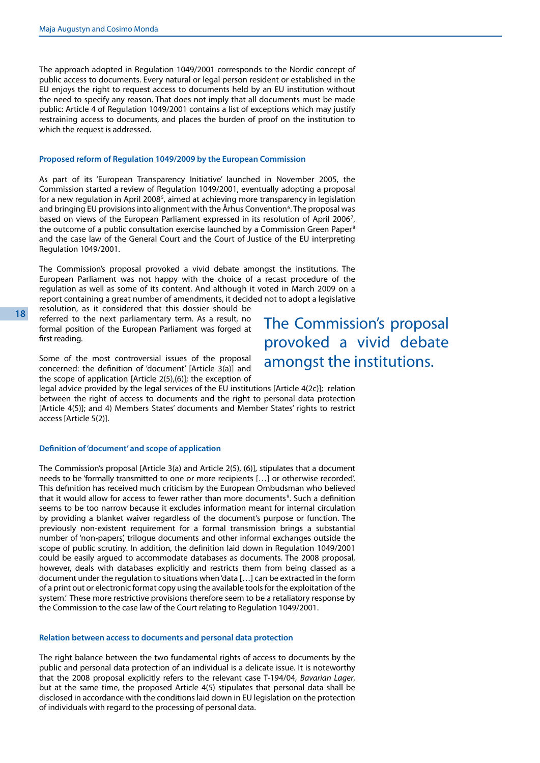The approach adopted in Regulation 1049/2001 corresponds to the Nordic concept of public access to documents. Every natural or legal person resident or established in the EU enjoys the right to request access to documents held by an EU institution without the need to specify any reason. That does not imply that all documents must be made public: Article 4 of Regulation 1049/2001 contains a list of exceptions which may justify restraining access to documents, and places the burden of proof on the institution to which the request is addressed.

### Proposed reform of Regulation 1049/2009 by the European Commission

As part of its 'European Transparency Initiative' launched in November 2005, the Commission started a review of Regulation 1049/2001, eventually adopting a proposal for a new regulation in April 2008[5], aimed at achieving more transparency in legislation and bringing EU provisions into alignment with the Århus Convention[6]. The proposal was based on views of the European Parliament expressed in its resolution of April 2006[7], the outcome of a public consultation exercise launched by a Commission Green Paper[8] and the case law of the General Court and the Court of Justice of the EU interpreting Regulation 1049/2001.

The Commission's proposal provoked a vivid debate amongst the institutions. The European Parliament was not happy with the choice of a recast procedure of the regulation as well as some of its content. And although it voted in March 2009 on a report containing a great number of amendments, it decided not to adopt a legislative resolution, as it considered that this dossier should be referred to the next parliamentary term. As a result, no formal position of the European Parliament was forged at first reading.

> The Commission's proposal provoked a vivid debate amongst the institutions.

Some of the most controversial issues of the proposal concerned: the definition of 'document' [Article 3(a)] and the scope of application [Article 2(5),(6)]; the exception of legal advice provided by the legal services of the EU institutions [Article 4(2c)]; relation between the right of access to documents and the right to personal data protection [Article 4(5)]; and 4) Members States' documents and Member States' rights to restrict access [Article 5(2)].

### Definition of 'document' and scope of application

The Commission's proposal [Article 3(a) and Article 2(5), (6)], stipulates that a document needs to be 'formally transmitted to one or more recipients […] or otherwise recorded'. This definition has received much criticism by the European Ombudsman who believed that it would allow for access to fewer rather than more documents[9]. Such a definition seems to be too narrow because it excludes information meant for internal circulation by providing a blanket waiver regardless of the document's purpose or function. The previously non-existent requirement for a formal transmission brings a substantial number of 'non-papers', trilogue documents and other informal exchanges outside the scope of public scrutiny. In addition, the definition laid down in Regulation 1049/2001 could be easily argued to accommodate databases as documents. The 2008 proposal, however, deals with databases explicitly and restricts them from being classed as a document under the regulation to situations when 'data […] can be extracted in the form of a print out or electronic format copy using the available tools for the exploitation of the system.' These more restrictive provisions therefore seem to be a retaliatory response by the Commission to the case law of the Court relating to Regulation 1049/2001.

### Relation between access to documents and personal data protection

The right balance between the two fundamental rights of access to documents by the public and personal data protection of an individual is a delicate issue. It is noteworthy that the 2008 proposal explicitly refers to the relevant case T-194/04, *Bavarian Lager*, but at the same time, the proposed Article 4(5) stipulates that personal data shall be disclosed in accordance with the conditions laid down in EU legislation on the protection of individuals with regard to the processing of personal data.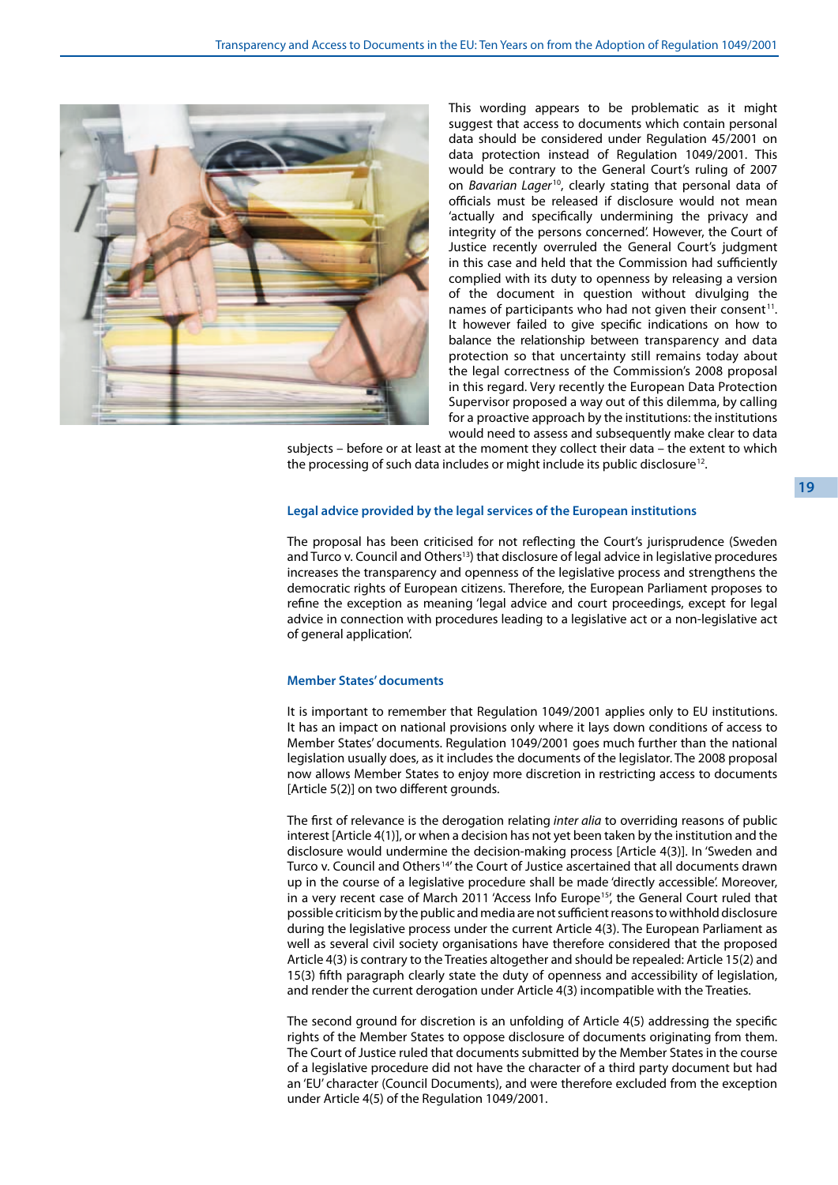This wording appears to be problematic as it might suggest that access to documents which contain personal data should be considered under Regulation 45/2001 on data protection instead of Regulation 1049/2001. This would be contrary to the General Court's ruling of 2007 on *Bavarian Lager*[10], clearly stating that personal data of officials must be released if disclosure would not mean 'actually and specifically undermining the privacy and integrity of the persons concerned'. However, the Court of Justice recently overruled the General Court's judgment in this case and held that the Commission had sufficiently complied with its duty to openness by releasing a version of the document in question without divulging the names of participants who had not given their consent[11]. It however failed to give specific indications on how to balance the relationship between transparency and data protection so that uncertainty still remains today about the legal correctness of the Commission's 2008 proposal in this regard. Very recently the European Data Protection Supervisor proposed a way out of this dilemma, by calling for a proactive approach by the institutions: the institutions would need to assess and subsequently make clear to data subjects – before or at least at the moment they collect their data – the extent to which the processing of such data includes or might include its public disclosure[12].

#### Legal advice provided by the legal services of the European institutions

The proposal has been criticised for not reflecting the Court's jurisprudence (Sweden and Turco v. Council and Others[13]) that disclosure of legal advice in legislative procedures increases the transparency and openness of the legislative process and strengthens the democratic rights of European citizens. Therefore, the European Parliament proposes to refine the exception as meaning 'legal advice and court proceedings, except for legal advice in connection with procedures leading to a legislative act or a non-legislative act of general application'.

#### Member States' documents

It is important to remember that Regulation 1049/2001 applies only to EU institutions. It has an impact on national provisions only where it lays down conditions of access to Member States' documents. Regulation 1049/2001 goes much further than the national legislation usually does, as it includes the documents of the legislator. The 2008 proposal now allows Member States to enjoy more discretion in restricting access to documents [Article 5(2)] on two different grounds.

The first of relevance is the derogation relating *inter alia* to overriding reasons of public interest [Article 4(1)], or when a decision has not yet been taken by the institution and the disclosure would undermine the decision-making process [Article 4(3)]. In 'Sweden and Turco v. Council and Others[14]' the Court of Justice ascertained that all documents drawn up in the course of a legislative procedure shall be made 'directly accessible'. Moreover, in a very recent case of March 2011 'Access Info Europe[15]', the General Court ruled that possible criticism by the public and media are not sufficient reasons to withhold disclosure during the legislative process under the current Article 4(3). The European Parliament as well as several civil society organisations have therefore considered that the proposed Article 4(3) is contrary to the Treaties altogether and should be repealed: Article 15(2) and 15(3) fifth paragraph clearly state the duty of openness and accessibility of legislation, and render the current derogation under Article 4(3) incompatible with the Treaties.

The second ground for discretion is an unfolding of Article 4(5) addressing the specific rights of the Member States to oppose disclosure of documents originating from them. The Court of Justice ruled that documents submitted by the Member States in the course of a legislative procedure did not have the character of a third party document but had an 'EU' character (Council Documents), and were therefore excluded from the exception under Article 4(5) of the Regulation 1049/2001.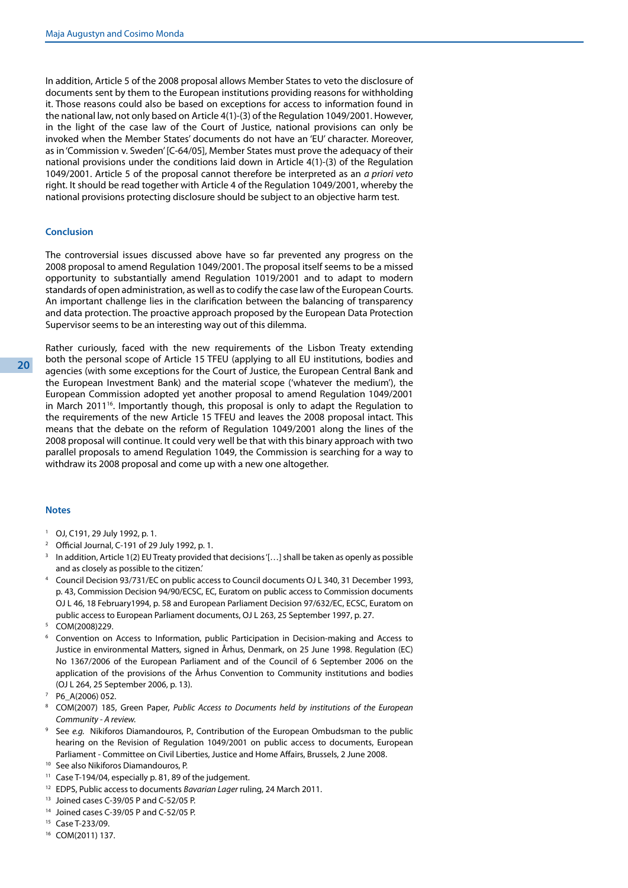In addition, Article 5 of the 2008 proposal allows Member States to veto the disclosure of documents sent by them to the European institutions providing reasons for withholding it. Those reasons could also be based on exceptions for access to information found in the national law, not only based on Article 4(1)-(3) of the Regulation 1049/2001. However, in the light of the case law of the Court of Justice, national provisions can only be invoked when the Member States' documents do not have an 'EU' character. Moreover, as in 'Commission v. Sweden' [C-64/05], Member States must prove the adequacy of their national provisions under the conditions laid down in Article 4(1)-(3) of the Regulation 1049/2001. Article 5 of the proposal cannot therefore be interpreted as an *a priori veto* right. It should be read together with Article 4 of the Regulation 1049/2001, whereby the national provisions protecting disclosure should be subject to an objective harm test.

### Conclusion

The controversial issues discussed above have so far prevented any progress on the 2008 proposal to amend Regulation 1049/2001. The proposal itself seems to be a missed opportunity to substantially amend Regulation 1019/2001 and to adapt to modern standards of open administration, as well as to codify the case law of the European Courts. An important challenge lies in the clarification between the balancing of transparency and data protection. The proactive approach proposed by the European Data Protection Supervisor seems to be an interesting way out of this dilemma.

Rather curiously, faced with the new requirements of the Lisbon Treaty extending both the personal scope of Article 15 TFEU (applying to all EU institutions, bodies and agencies (with some exceptions for the Court of Justice, the European Central Bank and the European Investment Bank) and the material scope ('whatever the medium'), the European Commission adopted yet another proposal to amend Regulation 1049/2001 in March 2011[16]. Importantly though, this proposal is only to adapt the Regulation to the requirements of the new Article 15 TFEU and leaves the 2008 proposal intact. This means that the debate on the reform of Regulation 1049/2001 along the lines of the 2008 proposal will continue. It could very well be that with this binary approach with two parallel proposals to amend Regulation 1049, the Commission is searching for a way to withdraw its 2008 proposal and come up with a new one altogether.

### Notes

1. OJ, C191, 29 July 1992, p. 1.
2. Official Journal, C-191 of 29 July 1992, p. 1.
3. In addition, Article 1(2) EU Treaty provided that decisions '[…] shall be taken as openly as possible and as closely as possible to the citizen.'
4. Council Decision 93/731/EC on public access to Council documents OJ L 340, 31 December 1993, p. 43, Commission Decision 94/90/ECSC, EC, Euratom on public access to Commission documents OJ L 46, 18 February1994, p. 58 and European Parliament Decision 97/632/EC, ECSC, Euratom on public access to European Parliament documents, OJ L 263, 25 September 1997, p. 27.
5. COM(2008)229.
6. Convention on Access to Information, public Participation in Decision-making and Access to Justice in environmental Matters, signed in Århus, Denmark, on 25 June 1998. Regulation (EC) No 1367/2006 of the European Parliament and of the Council of 6 September 2006 on the application of the provisions of the Århus Convention to Community institutions and bodies (OJ L 264, 25 September 2006, p. 13).
7. P6_A(2006) 052.
8. COM(2007) 185, Green Paper, *Public Access to Documents held by institutions of the European Community - A review.*
9. See *e.g.* Nikiforos Diamandouros, P., Contribution of the European Ombudsman to the public hearing on the Revision of Regulation 1049/2001 on public access to documents, European Parliament - Committee on Civil Liberties, Justice and Home Affairs, Brussels, 2 June 2008.
10. See also Nikiforos Diamandouros, P.
11. Case T-194/04, especially p. 81, 89 of the judgement.
12. EDPS, Public access to documents *Bavarian Lager* ruling, 24 March 2011.
13. Joined cases C-39/05 P and C-52/05 P.
14. Joined cases C-39/05 P and C-52/05 P.
15. Case T-233/09.
16. COM(2011) 137.